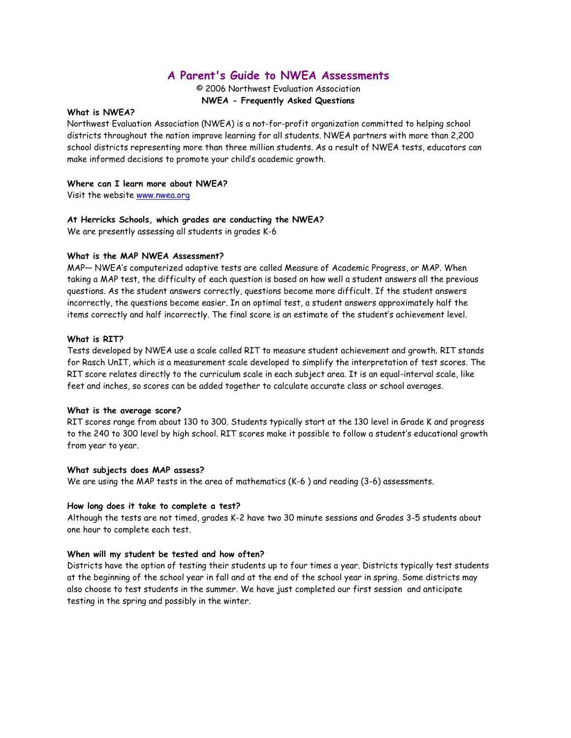# A Parent's Guide to NWEA Assessments

© 2006 Northwest Evaluation Association

**NWEA - Frequently Asked Questions**

**What is NWEA?**

Northwest Evaluation Association (NWEA) is a not-for-profit organization committed to helping school districts throughout the nation improve learning for all students. NWEA partners with more than 2,200 school districts representing more than three million students. As a result of NWEA tests, educators can make informed decisions to promote your child's academic growth.

**Where can I learn more about NWEA?**

Visit the website [www.nwea.org](http://www.nwea.org)

**At Herricks Schools, which grades are conducting the NWEA?**

We are presently assessing all students in grades K-6

**What is the MAP NWEA Assessment?**

MAP— NWEA's computerized adaptive tests are called Measure of Academic Progress, or MAP. When taking a MAP test, the difficulty of each question is based on how well a student answers all the previous questions. As the student answers correctly, questions become more difficult. If the student answers incorrectly, the questions become easier. In an optimal test, a student answers approximately half the items correctly and half incorrectly. The final score is an estimate of the student's achievement level.

**What is RIT?**

Tests developed by NWEA use a scale called RIT to measure student achievement and growth. RIT stands for Rasch UnIT, which is a measurement scale developed to simplify the interpretation of test scores. The RIT score relates directly to the curriculum scale in each subject area. It is an equal-interval scale, like feet and inches, so scores can be added together to calculate accurate class or school averages.

**What is the average score?**

RIT scores range from about 130 to 300. Students typically start at the 130 level in Grade K and progress to the 240 to 300 level by high school. RIT scores make it possible to follow a student's educational growth from year to year.

**What subjects does MAP assess?**

We are using the MAP tests in the area of mathematics (K-6 ) and reading (3-6) assessments.

**How long does it take to complete a test?**

Although the tests are not timed, grades K-2 have two 30 minute sessions and Grades 3-5 students about one hour to complete each test.

**When will my student be tested and how often?**

Districts have the option of testing their students up to four times a year. Districts typically test students at the beginning of the school year in fall and at the end of the school year in spring. Some districts may also choose to test students in the summer. We have just completed our first session and anticipate testing in the spring and possibly in the winter.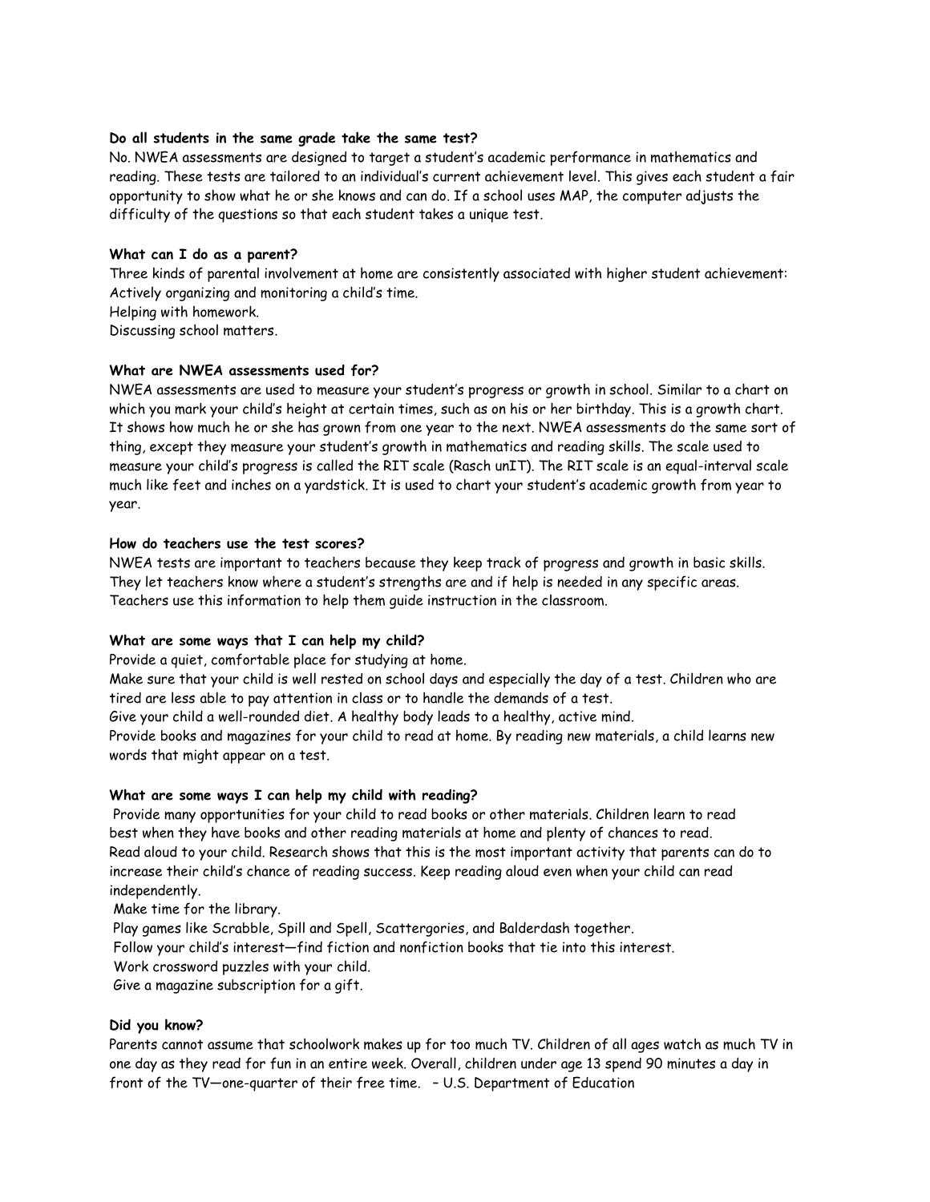**Do all students in the same grade take the same test?**

No. NWEA assessments are designed to target a student's academic performance in mathematics and reading. These tests are tailored to an individual's current achievement level. This gives each student a fair opportunity to show what he or she knows and can do. If a school uses MAP, the computer adjusts the difficulty of the questions so that each student takes a unique test.

**What can I do as a parent?**

Three kinds of parental involvement at home are consistently associated with higher student achievement:

Actively organizing and monitoring a child's time.

Helping with homework.

Discussing school matters.

**What are NWEA assessments used for?**

NWEA assessments are used to measure your student's progress or growth in school. Similar to a chart on which you mark your child's height at certain times, such as on his or her birthday. This is a growth chart. It shows how much he or she has grown from one year to the next. NWEA assessments do the same sort of thing, except they measure your student's growth in mathematics and reading skills. The scale used to measure your child's progress is called the RIT scale (Rasch unIT). The RIT scale is an equal-interval scale much like feet and inches on a yardstick. It is used to chart your student's academic growth from year to year.

**How do teachers use the test scores?**

NWEA tests are important to teachers because they keep track of progress and growth in basic skills. They let teachers know where a student's strengths are and if help is needed in any specific areas. Teachers use this information to help them guide instruction in the classroom.

**What are some ways that I can help my child?**

Provide a quiet, comfortable place for studying at home.

Make sure that your child is well rested on school days and especially the day of a test. Children who are tired are less able to pay attention in class or to handle the demands of a test.

Give your child a well-rounded diet. A healthy body leads to a healthy, active mind.

Provide books and magazines for your child to read at home. By reading new materials, a child learns new words that might appear on a test.

**What are some ways I can help my child with reading?**

Provide many opportunities for your child to read books or other materials. Children learn to read best when they have books and other reading materials at home and plenty of chances to read.

Read aloud to your child. Research shows that this is the most important activity that parents can do to increase their child's chance of reading success. Keep reading aloud even when your child can read independently.

Make time for the library.

Play games like Scrabble, Spill and Spell, Scattergories, and Balderdash together.

Follow your child's interest—find fiction and nonfiction books that tie into this interest.

Work crossword puzzles with your child.

Give a magazine subscription for a gift.

**Did you know?**

Parents cannot assume that schoolwork makes up for too much TV. Children of all ages watch as much TV in one day as they read for fun in an entire week. Overall, children under age 13 spend 90 minutes a day in front of the TV—one-quarter of their free time. – U.S. Department of Education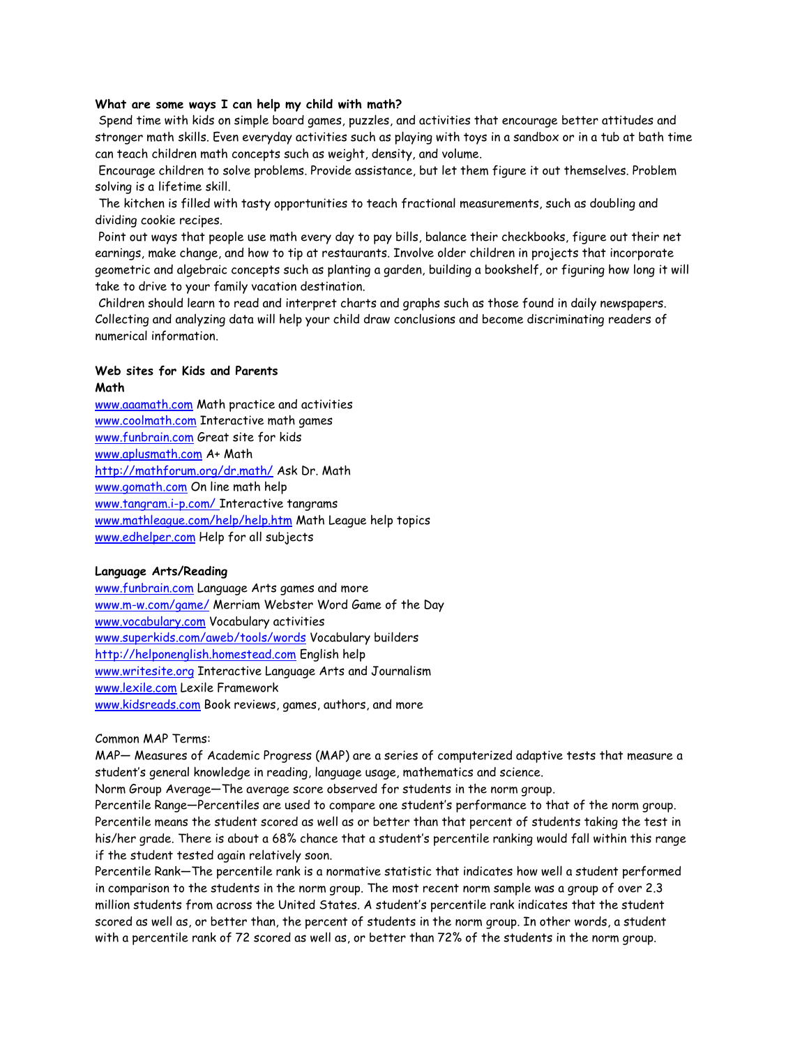**What are some ways I can help my child with math?**

Spend time with kids on simple board games, puzzles, and activities that encourage better attitudes and stronger math skills. Even everyday activities such as playing with toys in a sandbox or in a tub at bath time can teach children math concepts such as weight, density, and volume.

Encourage children to solve problems. Provide assistance, but let them figure it out themselves. Problem solving is a lifetime skill.

The kitchen is filled with tasty opportunities to teach fractional measurements, such as doubling and dividing cookie recipes.

Point out ways that people use math every day to pay bills, balance their checkbooks, figure out their net earnings, make change, and how to tip at restaurants. Involve older children in projects that incorporate geometric and algebraic concepts such as planting a garden, building a bookshelf, or figuring how long it will take to drive to your family vacation destination.

Children should learn to read and interpret charts and graphs such as those found in daily newspapers. Collecting and analyzing data will help your child draw conclusions and become discriminating readers of numerical information.

**Web sites for Kids and Parents**

**Math**

www.aaamath.com Math practice and activities
www.coolmath.com Interactive math games
www.funbrain.com Great site for kids
www.aplusmath.com A+ Math
http://mathforum.org/dr.math/ Ask Dr. Math
www.gomath.com On line math help
www.tangram.i-p.com/ Interactive tangrams
www.mathleague.com/help/help.htm Math League help topics
www.edhelper.com Help for all subjects

**Language Arts/Reading**

www.funbrain.com Language Arts games and more
www.m-w.com/game/ Merriam Webster Word Game of the Day
www.vocabulary.com Vocabulary activities
www.superkids.com/aweb/tools/words Vocabulary builders
http://helponenglish.homestead.com English help
www.writesite.org Interactive Language Arts and Journalism
www.lexile.com Lexile Framework
www.kidsreads.com Book reviews, games, authors, and more

Common MAP Terms:

MAP— Measures of Academic Progress (MAP) are a series of computerized adaptive tests that measure a student's general knowledge in reading, language usage, mathematics and science.

Norm Group Average—The average score observed for students in the norm group.

Percentile Range—Percentiles are used to compare one student's performance to that of the norm group. Percentile means the student scored as well as or better than that percent of students taking the test in his/her grade. There is about a 68% chance that a student's percentile ranking would fall within this range if the student tested again relatively soon.

Percentile Rank—The percentile rank is a normative statistic that indicates how well a student performed in comparison to the students in the norm group. The most recent norm sample was a group of over 2.3 million students from across the United States. A student's percentile rank indicates that the student scored as well as, or better than, the percent of students in the norm group. In other words, a student with a percentile rank of 72 scored as well as, or better than 72% of the students in the norm group.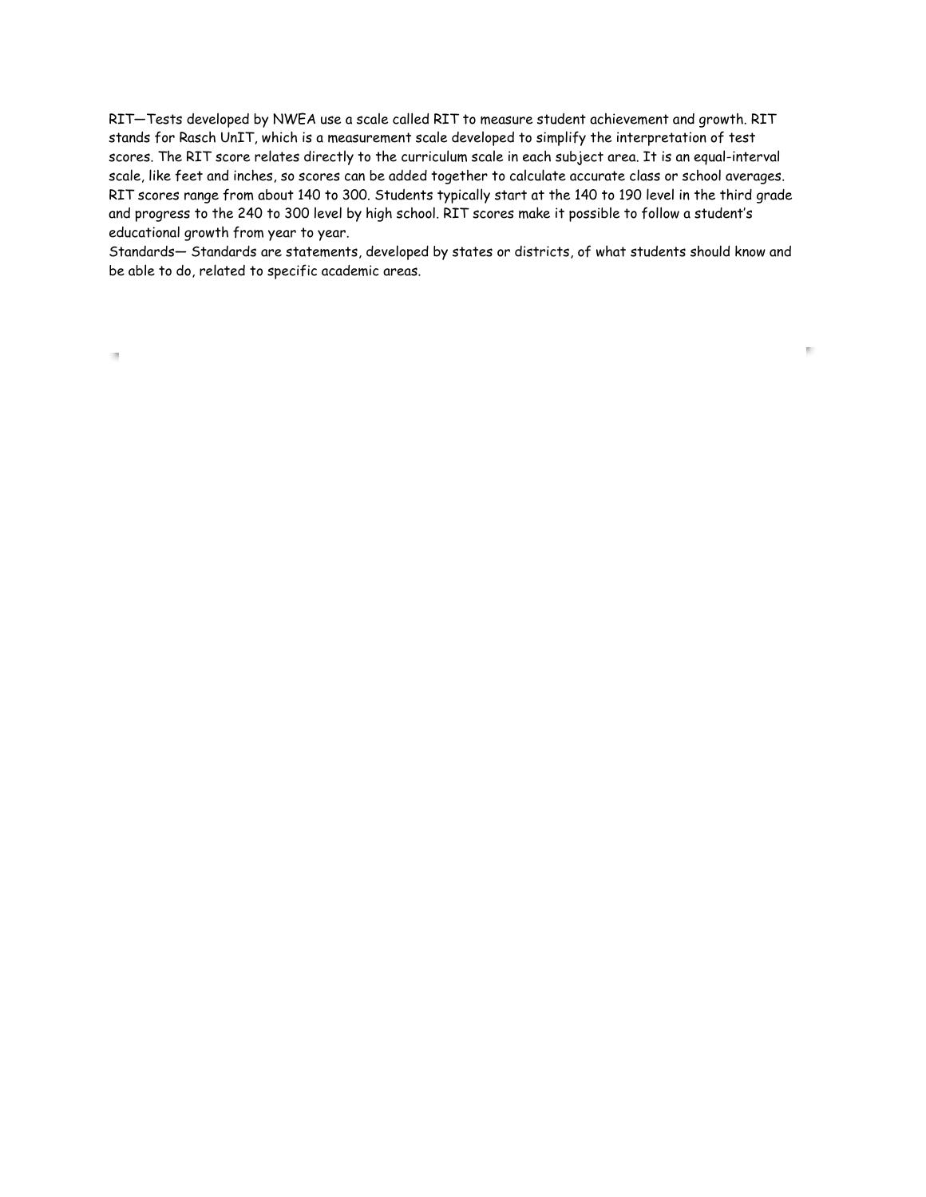RIT—Tests developed by NWEA use a scale called RIT to measure student achievement and growth. RIT stands for Rasch UnIT, which is a measurement scale developed to simplify the interpretation of test scores. The RIT score relates directly to the curriculum scale in each subject area. It is an equal-interval scale, like feet and inches, so scores can be added together to calculate accurate class or school averages. RIT scores range from about 140 to 300. Students typically start at the 140 to 190 level in the third grade and progress to the 240 to 300 level by high school. RIT scores make it possible to follow a student's educational growth from year to year.

Standards— Standards are statements, developed by states or districts, of what students should know and be able to do, related to specific academic areas.